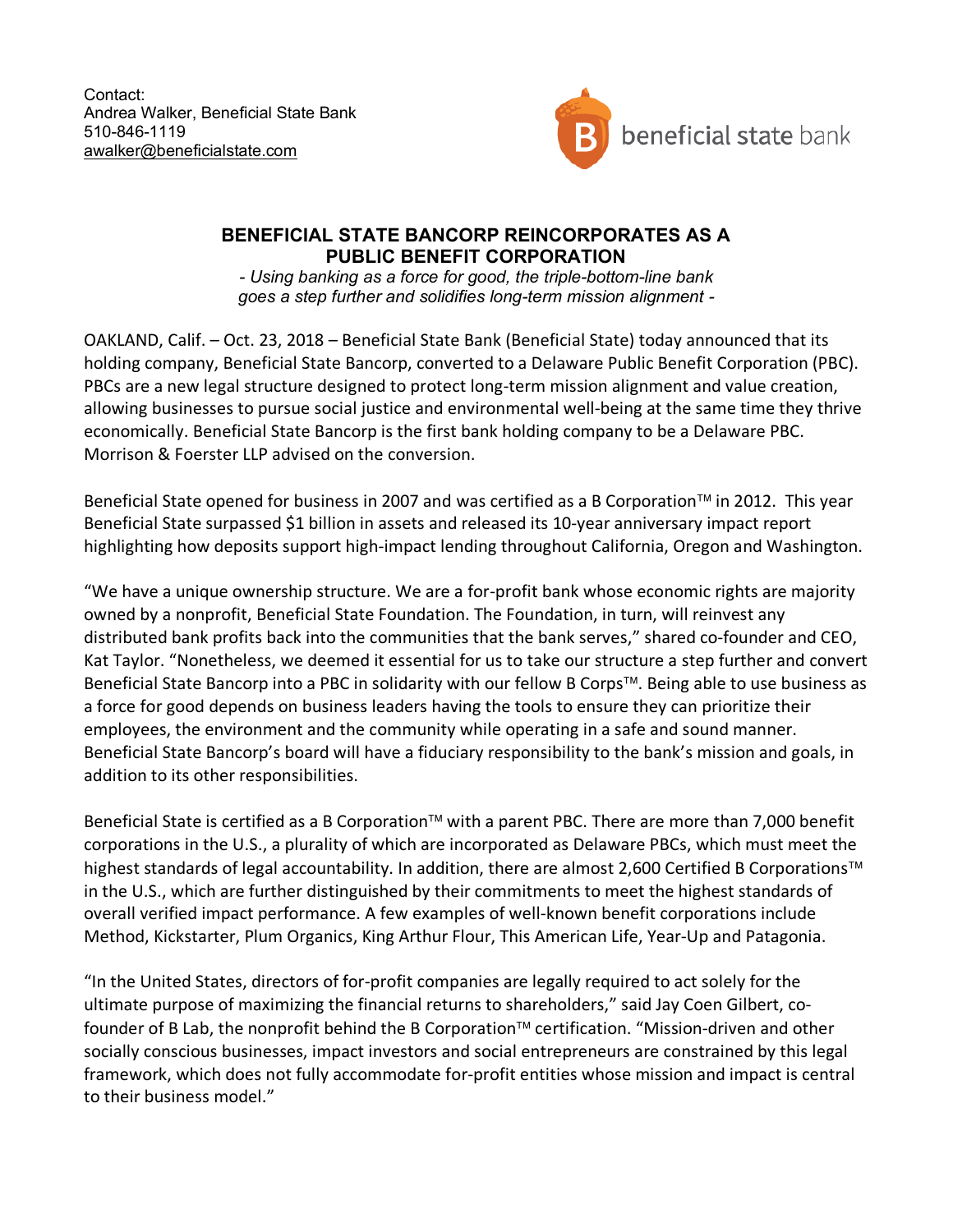Contact:
Andrea Walker, Beneficial State Bank
510-846-1119
awalker@beneficialstate.com

beneficial state bank

# BENEFICIAL STATE BANCORP REINCORPORATES AS A PUBLIC BENEFIT CORPORATION

*- Using banking as a force for good, the triple-bottom-line bank goes a step further and solidifies long-term mission alignment -*

OAKLAND, Calif. – Oct. 23, 2018 – Beneficial State Bank (Beneficial State) today announced that its holding company, Beneficial State Bancorp, converted to a Delaware Public Benefit Corporation (PBC). PBCs are a new legal structure designed to protect long-term mission alignment and value creation, allowing businesses to pursue social justice and environmental well-being at the same time they thrive economically. Beneficial State Bancorp is the first bank holding company to be a Delaware PBC. Morrison & Foerster LLP advised on the conversion.

Beneficial State opened for business in 2007 and was certified as a B Corporation™ in 2012. This year Beneficial State surpassed $1 billion in assets and released its 10-year anniversary impact report highlighting how deposits support high-impact lending throughout California, Oregon and Washington.

"We have a unique ownership structure. We are a for-profit bank whose economic rights are majority owned by a nonprofit, Beneficial State Foundation. The Foundation, in turn, will reinvest any distributed bank profits back into the communities that the bank serves," shared co-founder and CEO, Kat Taylor. "Nonetheless, we deemed it essential for us to take our structure a step further and convert Beneficial State Bancorp into a PBC in solidarity with our fellow B Corps™. Being able to use business as a force for good depends on business leaders having the tools to ensure they can prioritize their employees, the environment and the community while operating in a safe and sound manner. Beneficial State Bancorp's board will have a fiduciary responsibility to the bank's mission and goals, in addition to its other responsibilities.

Beneficial State is certified as a B Corporation™ with a parent PBC. There are more than 7,000 benefit corporations in the U.S., a plurality of which are incorporated as Delaware PBCs, which must meet the highest standards of legal accountability. In addition, there are almost 2,600 Certified B Corporations™ in the U.S., which are further distinguished by their commitments to meet the highest standards of overall verified impact performance. A few examples of well-known benefit corporations include Method, Kickstarter, Plum Organics, King Arthur Flour, This American Life, Year-Up and Patagonia.

"In the United States, directors of for-profit companies are legally required to act solely for the ultimate purpose of maximizing the financial returns to shareholders," said Jay Coen Gilbert, co-founder of B Lab, the nonprofit behind the B Corporation™ certification. "Mission-driven and other socially conscious businesses, impact investors and social entrepreneurs are constrained by this legal framework, which does not fully accommodate for-profit entities whose mission and impact is central to their business model."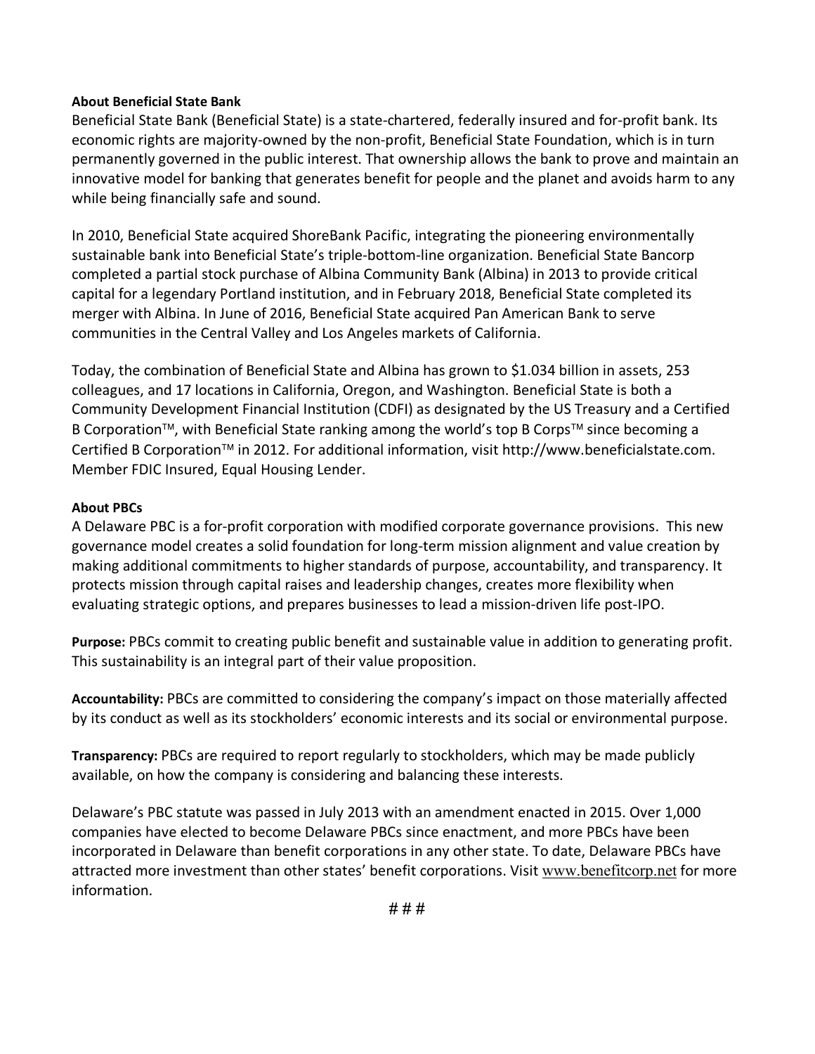**About Beneficial State Bank**

Beneficial State Bank (Beneficial State) is a state-chartered, federally insured and for-profit bank. Its economic rights are majority-owned by the non-profit, Beneficial State Foundation, which is in turn permanently governed in the public interest. That ownership allows the bank to prove and maintain an innovative model for banking that generates benefit for people and the planet and avoids harm to any while being financially safe and sound.

In 2010, Beneficial State acquired ShoreBank Pacific, integrating the pioneering environmentally sustainable bank into Beneficial State's triple-bottom-line organization. Beneficial State Bancorp completed a partial stock purchase of Albina Community Bank (Albina) in 2013 to provide critical capital for a legendary Portland institution, and in February 2018, Beneficial State completed its merger with Albina. In June of 2016, Beneficial State acquired Pan American Bank to serve communities in the Central Valley and Los Angeles markets of California.

Today, the combination of Beneficial State and Albina has grown to $1.034 billion in assets, 253 colleagues, and 17 locations in California, Oregon, and Washington. Beneficial State is both a Community Development Financial Institution (CDFI) as designated by the US Treasury and a Certified B Corporation™, with Beneficial State ranking among the world's top B Corps™ since becoming a Certified B Corporation™ in 2012. For additional information, visit http://www.beneficialstate.com. Member FDIC Insured, Equal Housing Lender.

**About PBCs**

A Delaware PBC is a for-profit corporation with modified corporate governance provisions. This new governance model creates a solid foundation for long-term mission alignment and value creation by making additional commitments to higher standards of purpose, accountability, and transparency. It protects mission through capital raises and leadership changes, creates more flexibility when evaluating strategic options, and prepares businesses to lead a mission-driven life post-IPO.

**Purpose:** PBCs commit to creating public benefit and sustainable value in addition to generating profit. This sustainability is an integral part of their value proposition.

**Accountability:** PBCs are committed to considering the company's impact on those materially affected by its conduct as well as its stockholders' economic interests and its social or environmental purpose.

**Transparency:** PBCs are required to report regularly to stockholders, which may be made publicly available, on how the company is considering and balancing these interests.

Delaware's PBC statute was passed in July 2013 with an amendment enacted in 2015. Over 1,000 companies have elected to become Delaware PBCs since enactment, and more PBCs have been incorporated in Delaware than benefit corporations in any other state. To date, Delaware PBCs have attracted more investment than other states' benefit corporations. Visit www.benefitcorp.net for more information.

# # #